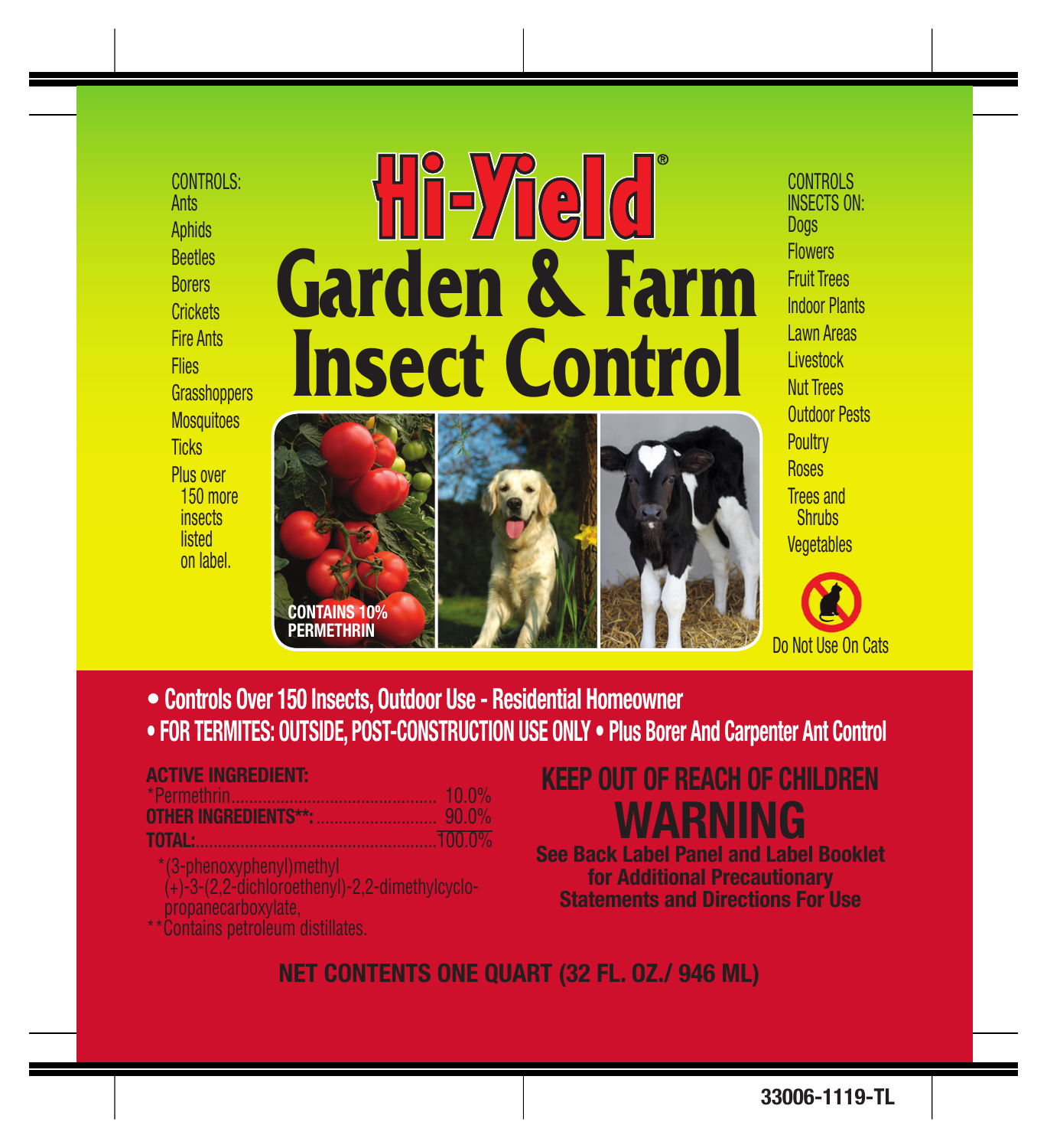# Hi-Yield®

# Garden & Farm Insect Control

CONTROLS:
- Ants
- Aphids
- Beetles
- Borers
- Crickets
- Fire Ants
- Flies
- Grasshoppers
- Mosquitoes
- Ticks
- Plus over 150 more insects listed on label.

CONTAINS 10% PERMETHRIN

CONTROLS INSECTS ON:
- Dogs
- Flowers
- Fruit Trees
- Indoor Plants
- Lawn Areas
- Livestock
- Nut Trees
- Outdoor Pests
- Poultry
- Roses
- Trees and Shrubs
- Vegetables

Do Not Use On Cats

- **Controls Over 150 Insects, Outdoor Use - Residential Homeowner**
- **FOR TERMITES: OUTSIDE, POST-CONSTRUCTION USE ONLY** • **Plus Borer And Carpenter Ant Control**

| **ACTIVE INGREDIENT:** | |
|---|---|
| *Permethrin | 10.0% |
| **OTHER INGREDIENTS**:** | 90.0% |
| **TOTAL:** | 100.0% |

*(3-phenoxyphenyl)methyl (+)-3-(2,2-dichloroethenyl)-2,2-dimethylcyclo-propanecarboxylate,

**Contains petroleum distillates.

## KEEP OUT OF REACH OF CHILDREN

# WARNING

**See Back Label Panel and Label Booklet for Additional Precautionary Statements and Directions For Use**

**NET CONTENTS ONE QUART (32 FL. OZ./ 946 ML)**

33006-1119-TL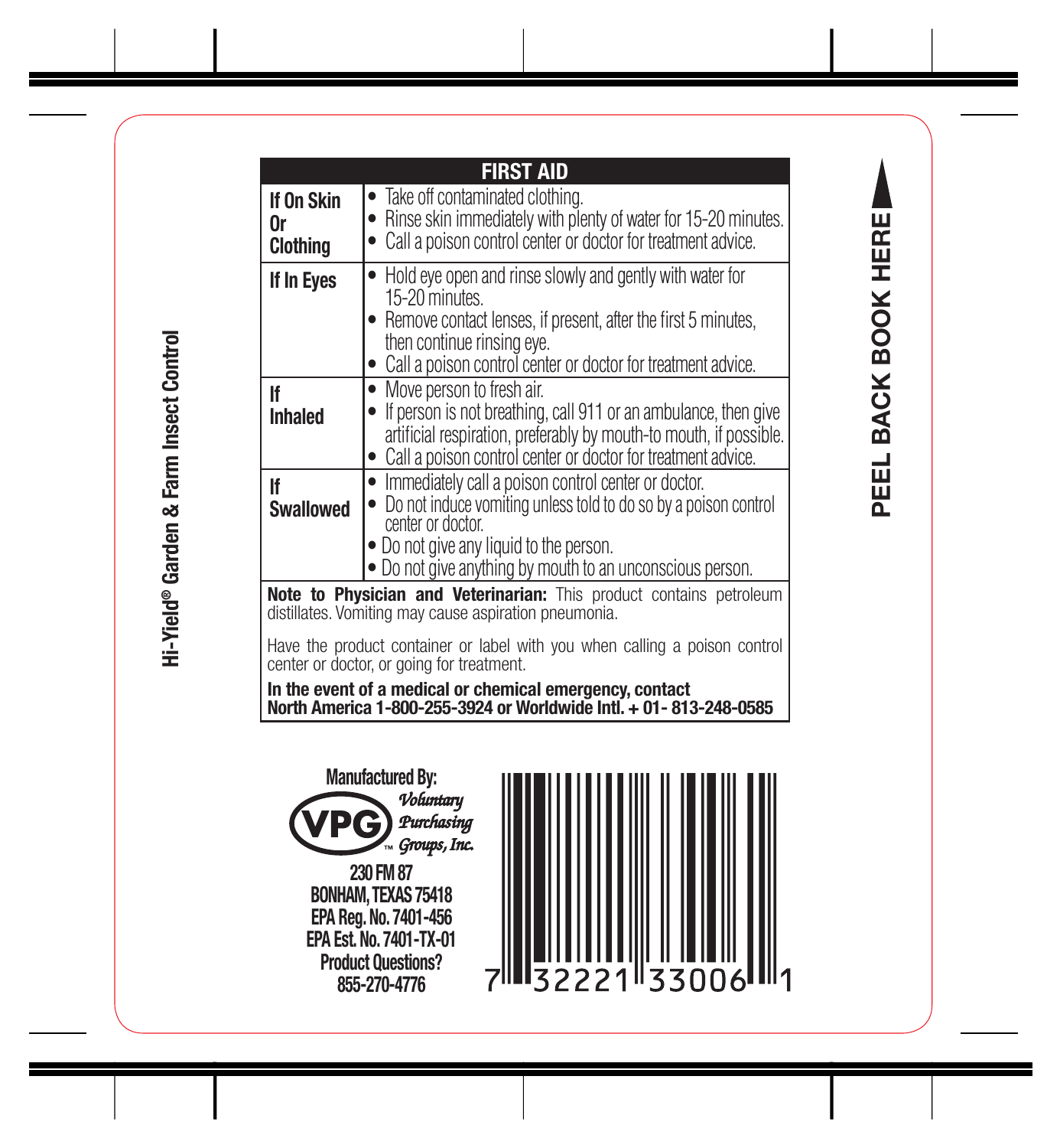Hi-Yield® Garden & Farm Insect Control

PEEL BACK BOOK HERE

## FIRST AID

| | |
|---|---|
| **If On Skin Or Clothing** | • Take off contaminated clothing.<br>• Rinse skin immediately with plenty of water for 15-20 minutes.<br>• Call a poison control center or doctor for treatment advice. |
| **If In Eyes** | • Hold eye open and rinse slowly and gently with water for 15-20 minutes.<br>• Remove contact lenses, if present, after the first 5 minutes, then continue rinsing eye.<br>• Call a poison control center or doctor for treatment advice. |
| **If Inhaled** | • Move person to fresh air.<br>• If person is not breathing, call 911 or an ambulance, then give artificial respiration, preferably by mouth-to mouth, if possible.<br>• Call a poison control center or doctor for treatment advice. |
| **If Swallowed** | • Immediately call a poison control center or doctor.<br>• Do not induce vomiting unless told to do so by a poison control center or doctor.<br>• Do not give any liquid to the person.<br>• Do not give anything by mouth to an unconscious person. |

**Note to Physician and Veterinarian:** This product contains petroleum distillates. Vomiting may cause aspiration pneumonia.

Have the product container or label with you when calling a poison control center or doctor, or going for treatment.

**In the event of a medical or chemical emergency, contact North America 1-800-255-3924 or Worldwide Intl. + 01- 813-248-0585**

**Manufactured By:**

VPG Voluntary Purchasing Groups, Inc.™

**230 FM 87**
**BONHAM, TEXAS 75418**
**EPA Reg. No. 7401-456**
**EPA Est. No. 7401-TX-01**
**Product Questions?**
**855-270-4776**

7 32221 33006 1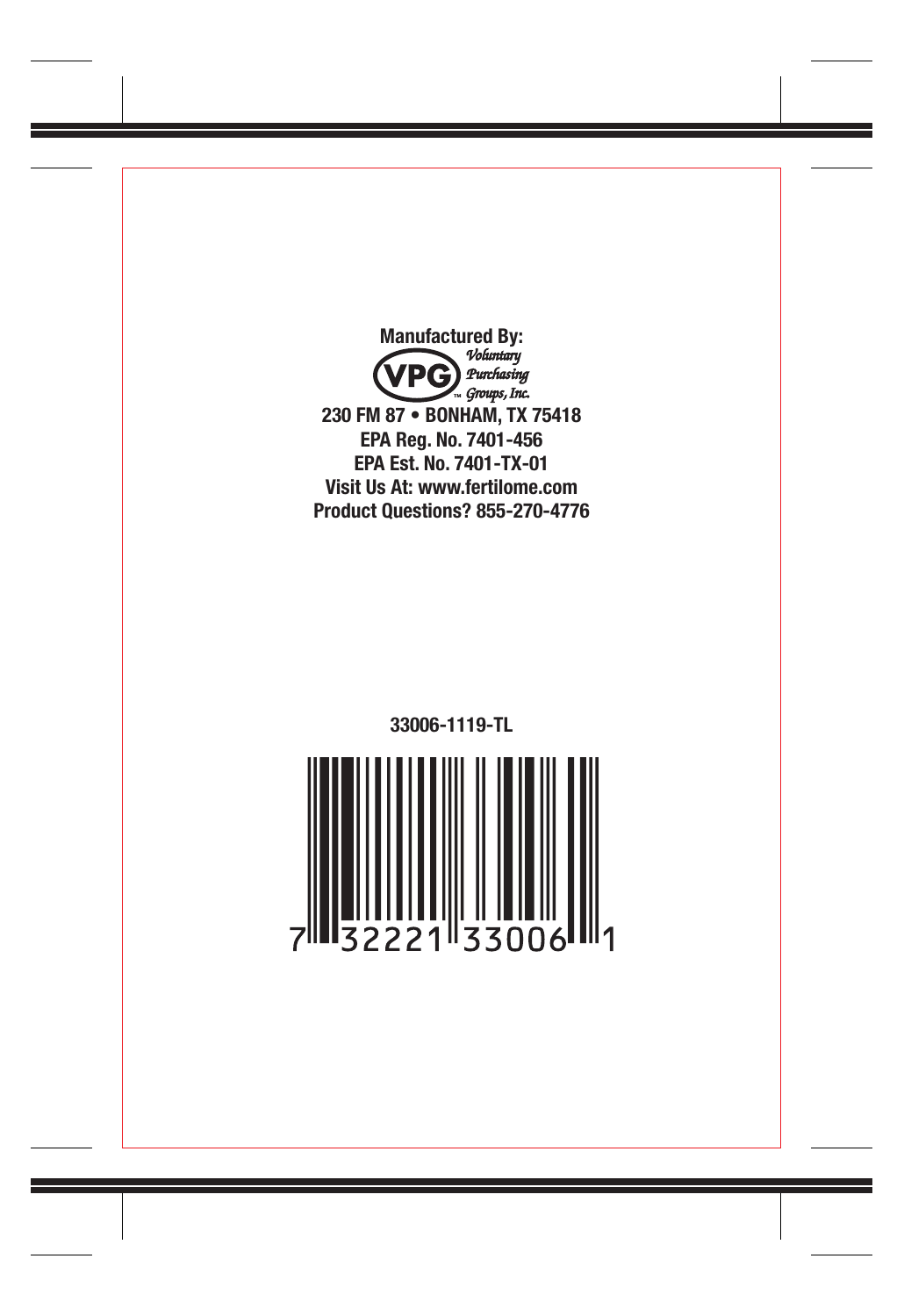**Manufactured By:**

VPG™ *Voluntary Purchasing Groups, Inc.*

**230 FM 87 • BONHAM, TX 75418**

**EPA Reg. No. 7401-456**

**EPA Est. No. 7401-TX-01**

**Visit Us At: www.fertilome.com**

**Product Questions? 855-270-4776**

**33006-1119-TL**

7 32221 33006 1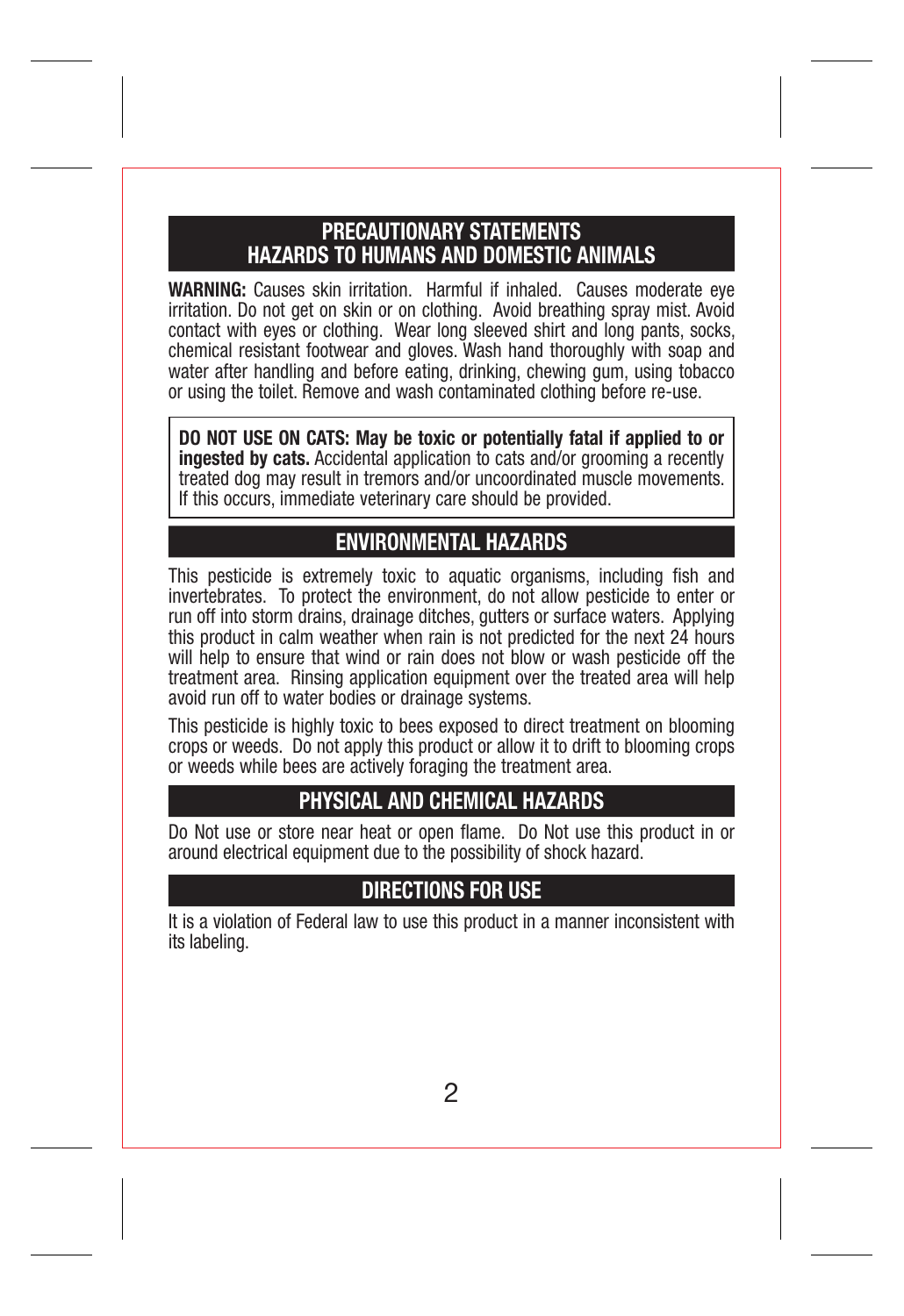## PRECAUTIONARY STATEMENTS
## HAZARDS TO HUMANS AND DOMESTIC ANIMALS

**WARNING:** Causes skin irritation. Harmful if inhaled. Causes moderate eye irritation. Do not get on skin or on clothing. Avoid breathing spray mist. Avoid contact with eyes or clothing. Wear long sleeved shirt and long pants, socks, chemical resistant footwear and gloves. Wash hand thoroughly with soap and water after handling and before eating, drinking, chewing gum, using tobacco or using the toilet. Remove and wash contaminated clothing before re-use.

**DO NOT USE ON CATS: May be toxic or potentially fatal if applied to or ingested by cats.** Accidental application to cats and/or grooming a recently treated dog may result in tremors and/or uncoordinated muscle movements. If this occurs, immediate veterinary care should be provided.

## ENVIRONMENTAL HAZARDS

This pesticide is extremely toxic to aquatic organisms, including fish and invertebrates. To protect the environment, do not allow pesticide to enter or run off into storm drains, drainage ditches, gutters or surface waters. Applying this product in calm weather when rain is not predicted for the next 24 hours will help to ensure that wind or rain does not blow or wash pesticide off the treatment area. Rinsing application equipment over the treated area will help avoid run off to water bodies or drainage systems.

This pesticide is highly toxic to bees exposed to direct treatment on blooming crops or weeds. Do not apply this product or allow it to drift to blooming crops or weeds while bees are actively foraging the treatment area.

## PHYSICAL AND CHEMICAL HAZARDS

Do Not use or store near heat or open flame. Do Not use this product in or around electrical equipment due to the possibility of shock hazard.

## DIRECTIONS FOR USE

It is a violation of Federal law to use this product in a manner inconsistent with its labeling.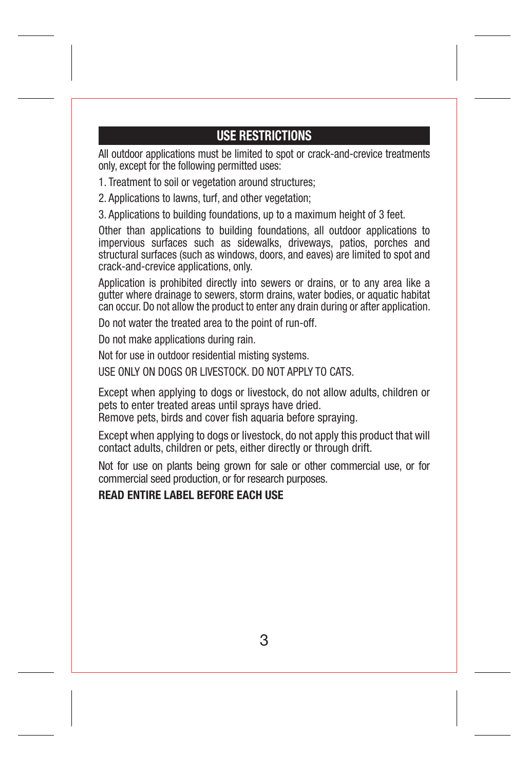## USE RESTRICTIONS

All outdoor applications must be limited to spot or crack-and-crevice treatments only, except for the following permitted uses:

1. Treatment to soil or vegetation around structures;
2. Applications to lawns, turf, and other vegetation;
3. Applications to building foundations, up to a maximum height of 3 feet.

Other than applications to building foundations, all outdoor applications to impervious surfaces such as sidewalks, driveways, patios, porches and structural surfaces (such as windows, doors, and eaves) are limited to spot and crack-and-crevice applications, only.

Application is prohibited directly into sewers or drains, or to any area like a gutter where drainage to sewers, storm drains, water bodies, or aquatic habitat can occur. Do not allow the product to enter any drain during or after application.

Do not water the treated area to the point of run-off.

Do not make applications during rain.

Not for use in outdoor residential misting systems.

USE ONLY ON DOGS OR LIVESTOCK. DO NOT APPLY TO CATS.

Except when applying to dogs or livestock, do not allow adults, children or pets to enter treated areas until sprays have dried.
Remove pets, birds and cover fish aquaria before spraying.

Except when applying to dogs or livestock, do not apply this product that will contact adults, children or pets, either directly or through drift.

Not for use on plants being grown for sale or other commercial use, or for commercial seed production, or for research purposes.

**READ ENTIRE LABEL BEFORE EACH USE**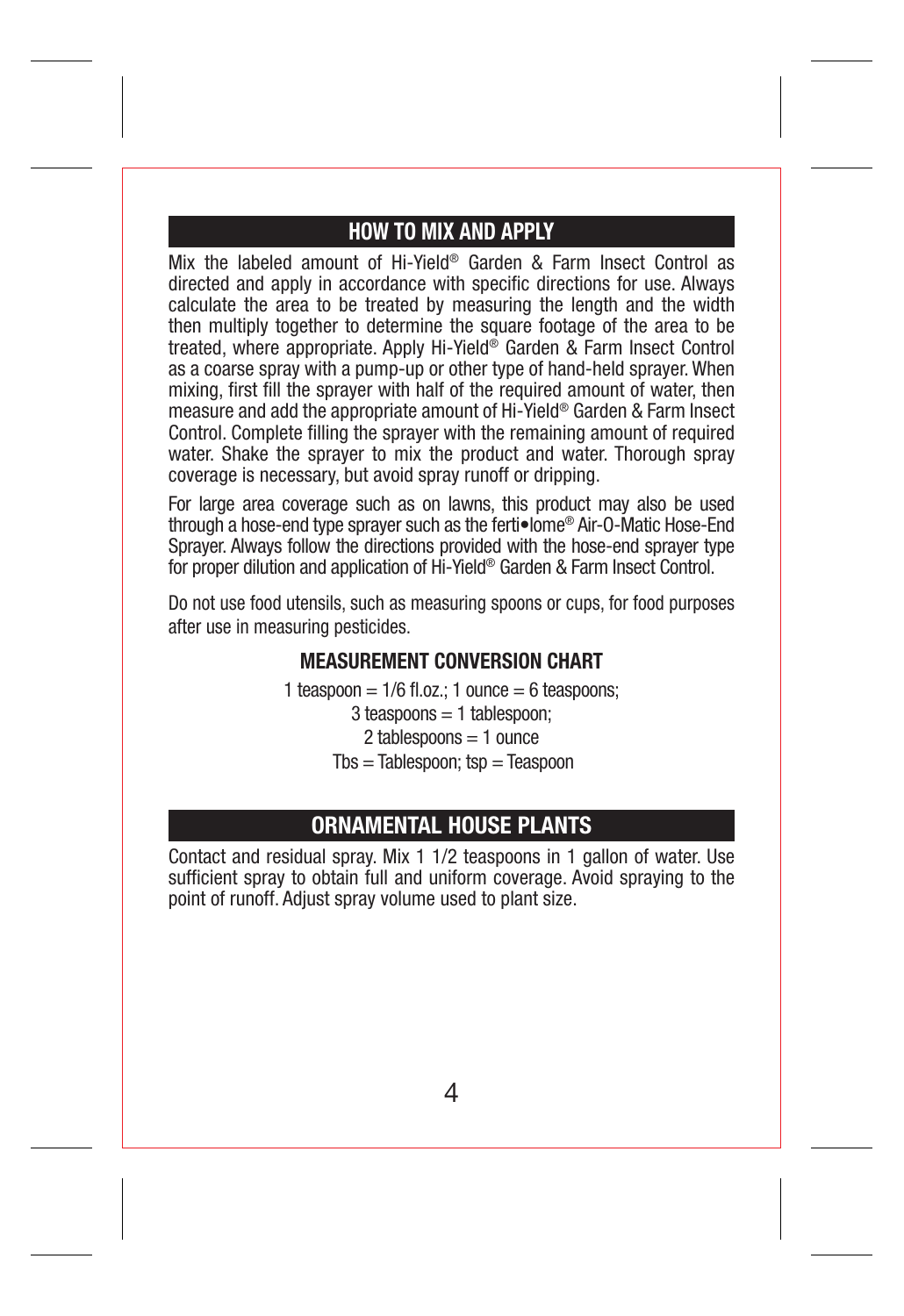## HOW TO MIX AND APPLY

Mix the labeled amount of Hi-Yield® Garden & Farm Insect Control as directed and apply in accordance with specific directions for use. Always calculate the area to be treated by measuring the length and the width then multiply together to determine the square footage of the area to be treated, where appropriate. Apply Hi-Yield® Garden & Farm Insect Control as a coarse spray with a pump-up or other type of hand-held sprayer. When mixing, first fill the sprayer with half of the required amount of water, then measure and add the appropriate amount of Hi-Yield® Garden & Farm Insect Control. Complete filling the sprayer with the remaining amount of required water. Shake the sprayer to mix the product and water. Thorough spray coverage is necessary, but avoid spray runoff or dripping.

For large area coverage such as on lawns, this product may also be used through a hose-end type sprayer such as the ferti•lome® Air-O-Matic Hose-End Sprayer. Always follow the directions provided with the hose-end sprayer type for proper dilution and application of Hi-Yield® Garden & Farm Insect Control.

Do not use food utensils, such as measuring spoons or cups, for food purposes after use in measuring pesticides.

### MEASUREMENT CONVERSION CHART

1 teaspoon = 1/6 fl.oz.; 1 ounce = 6 teaspoons;
3 teaspoons = 1 tablespoon;
2 tablespoons = 1 ounce
Tbs = Tablespoon; tsp = Teaspoon

## ORNAMENTAL HOUSE PLANTS

Contact and residual spray. Mix 1 1/2 teaspoons in 1 gallon of water. Use sufficient spray to obtain full and uniform coverage. Avoid spraying to the point of runoff. Adjust spray volume used to plant size.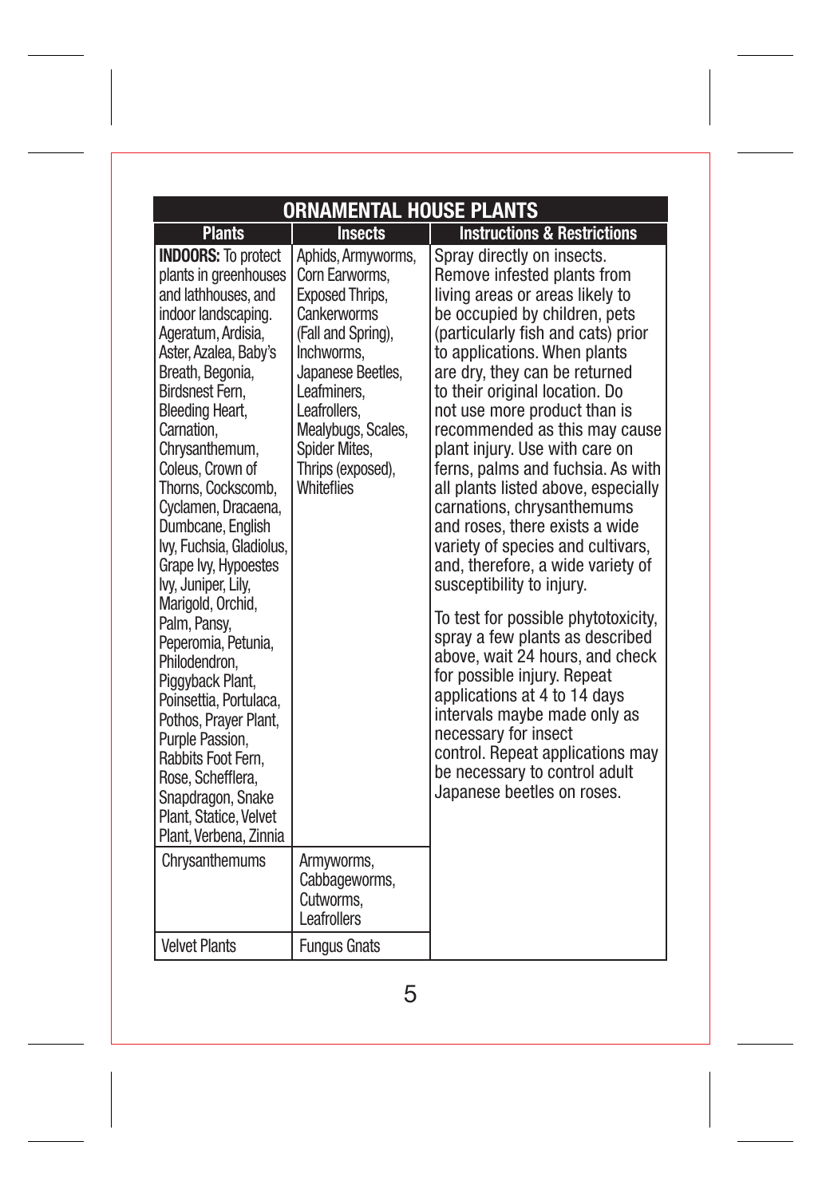| ORNAMENTAL HOUSE PLANTS | | |
|---|---|---|
| **Plants** | **Insects** | **Instructions & Restrictions** |
| **INDOORS:** To protect plants in greenhouses and lathhouses, and indoor landscaping. Ageratum, Ardisia, Aster, Azalea, Baby's Breath, Begonia, Birdsnest Fern, Bleeding Heart, Carnation, Chrysanthemum, Coleus, Crown of Thorns, Cockscomb, Cyclamen, Dracaena, Dumbcane, English Ivy, Fuchsia, Gladiolus, Grape Ivy, Hypoestes Ivy, Juniper, Lily, Marigold, Orchid, Palm, Pansy, Peperomia, Petunia, Philodendron, Piggyback Plant, Poinsettia, Portulaca, Pothos, Prayer Plant, Purple Passion, Rabbits Foot Fern, Rose, Schefflera, Snapdragon, Snake Plant, Statice, Velvet Plant, Verbena, Zinnia | Aphids, Armyworms, Corn Earworms, Exposed Thrips, Cankerworms (Fall and Spring), Inchworms, Japanese Beetles, Leafminers, Leafrollers, Mealybugs, Scales, Spider Mites, Thrips (exposed), Whiteflies | Spray directly on insects. Remove infested plants from living areas or areas likely to be occupied by children, pets (particularly fish and cats) prior to applications. When plants are dry, they can be returned to their original location. Do not use more product than is recommended as this may cause plant injury. Use with care on ferns, palms and fuchsia. As with all plants listed above, especially carnations, chrysanthemums and roses, there exists a wide variety of species and cultivars, and, therefore, a wide variety of susceptibility to injury.<br><br>To test for possible phytotoxicity, spray a few plants as described above, wait 24 hours, and check for possible injury. Repeat applications at 4 to 14 days intervals maybe made only as necessary for insect control. Repeat applications may be necessary to control adult Japanese beetles on roses. |
| Chrysanthemums | Armyworms, Cabbageworms, Cutworms, Leafrollers | |
| Velvet Plants | Fungus Gnats | |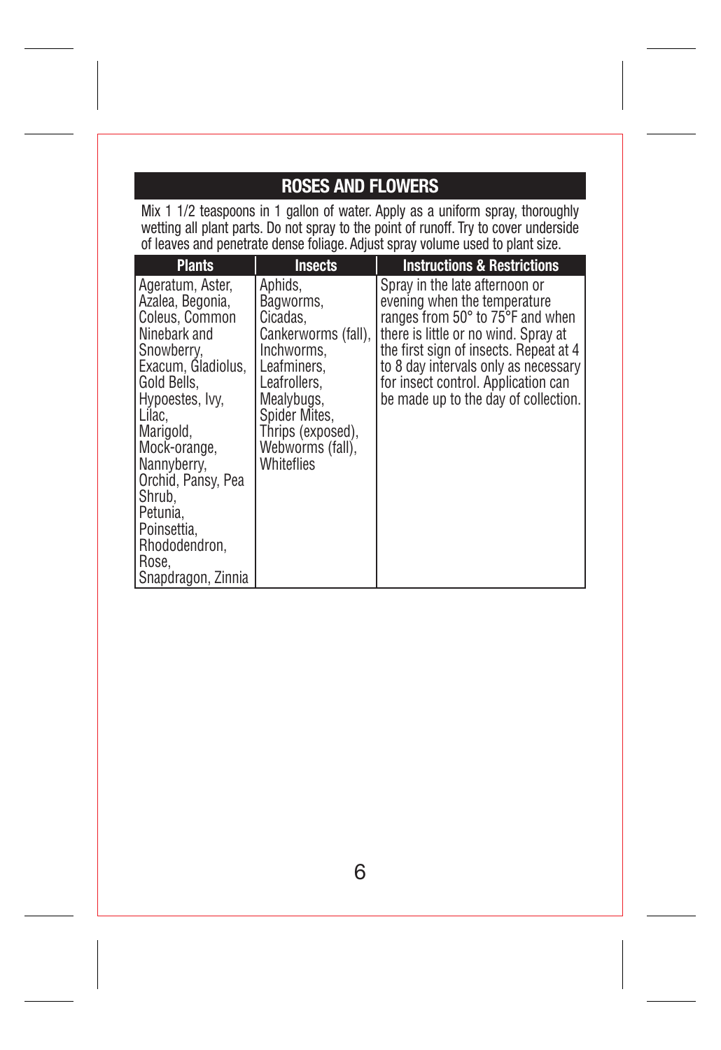## ROSES AND FLOWERS

Mix 1 1/2 teaspoons in 1 gallon of water. Apply as a uniform spray, thoroughly wetting all plant parts. Do not spray to the point of runoff. Try to cover underside of leaves and penetrate dense foliage. Adjust spray volume used to plant size.

| Plants | Insects | Instructions & Restrictions |
|---|---|---|
| Ageratum, Aster, Azalea, Begonia, Coleus, Common Ninebark and Snowberry, Exacum, Gladiolus, Gold Bells, Hypoestes, Ivy, Lilac, Marigold, Mock-orange, Nannyberry, Orchid, Pansy, Pea Shrub, Petunia, Poinsettia, Rhododendron, Rose, Snapdragon, Zinnia | Aphids, Bagworms, Cicadas, Cankerworms (fall), Inchworms, Leafminers, Leafrollers, Mealybugs, Spider Mites, Thrips (exposed), Webworms (fall), Whiteflies | Spray in the late afternoon or evening when the temperature ranges from 50° to 75°F and when there is little or no wind. Spray at the first sign of insects. Repeat at 4 to 8 day intervals only as necessary for insect control. Application can be made up to the day of collection. |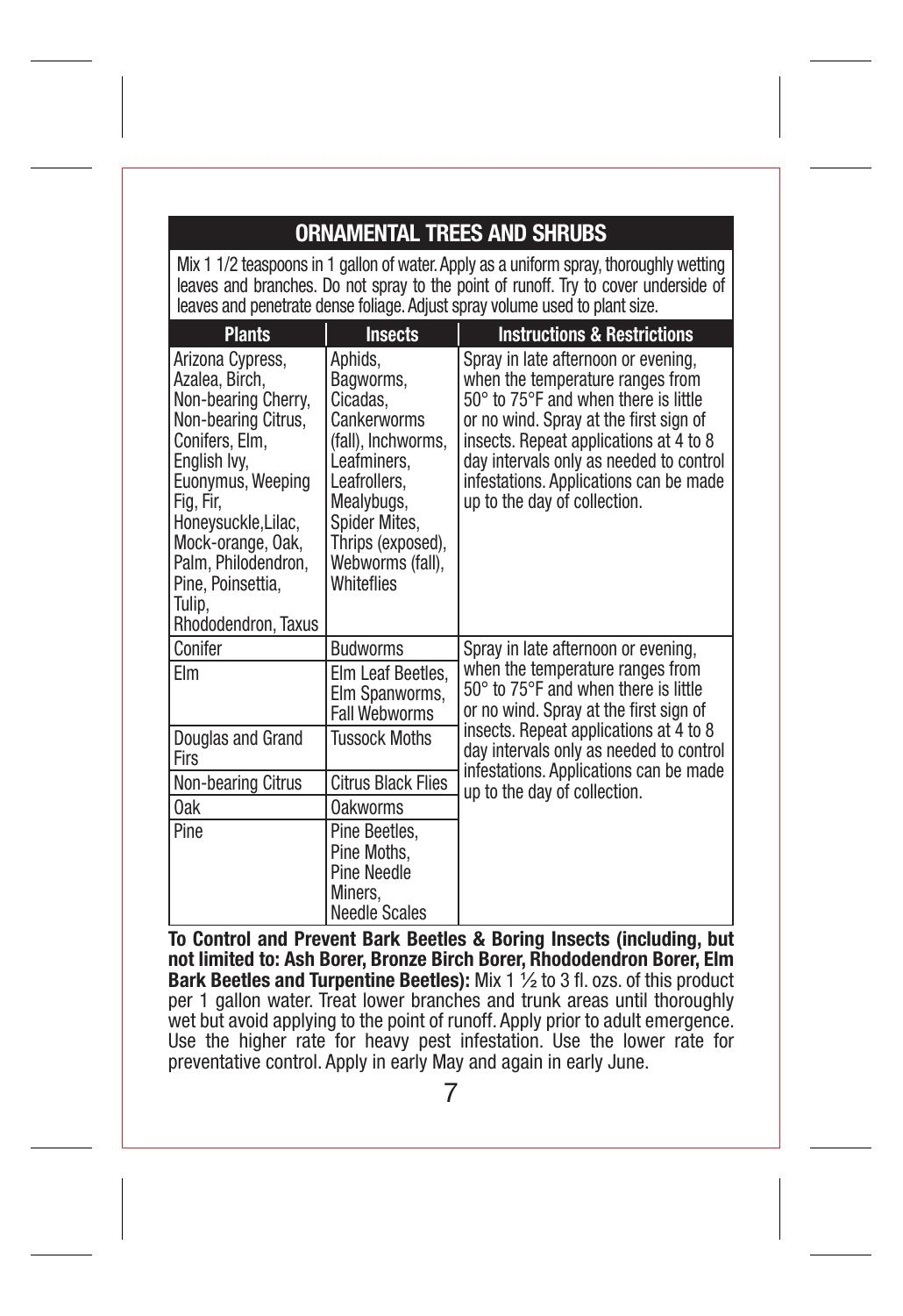## ORNAMENTAL TREES AND SHRUBS

Mix 1 1/2 teaspoons in 1 gallon of water. Apply as a uniform spray, thoroughly wetting leaves and branches. Do not spray to the point of runoff. Try to cover underside of leaves and penetrate dense foliage. Adjust spray volume used to plant size.

| Plants | Insects | Instructions & Restrictions |
| --- | --- | --- |
| Arizona Cypress, Azalea, Birch, Non-bearing Cherry, Non-bearing Citrus, Conifers, Elm, English Ivy, Euonymus, Weeping Fig, Fir, Honeysuckle, Lilac, Mock-orange, Oak, Palm, Philodendron, Pine, Poinsettia, Tulip, Rhododendron, Taxus | Aphids, Bagworms, Cicadas, Cankerworms (fall), Inchworms, Leafminers, Leafrollers, Mealybugs, Spider Mites, Thrips (exposed), Webworms (fall), Whiteflies | Spray in late afternoon or evening, when the temperature ranges from 50° to 75°F and when there is little or no wind. Spray at the first sign of insects. Repeat applications at 4 to 8 day intervals only as needed to control infestations. Applications can be made up to the day of collection. |
| Conifer | Budworms | Spray in late afternoon or evening, when the temperature ranges from 50° to 75°F and when there is little or no wind. Spray at the first sign of insects. Repeat applications at 4 to 8 day intervals only as needed to control infestations. Applications can be made up to the day of collection. |
| Elm | Elm Leaf Beetles, Elm Spanworms, Fall Webworms | |
| Douglas and Grand Firs | Tussock Moths | |
| Non-bearing Citrus | Citrus Black Flies | |
| Oak | Oakworms | |
| Pine | Pine Beetles, Pine Moths, Pine Needle Miners, Needle Scales | |

**To Control and Prevent Bark Beetles & Boring Insects (including, but not limited to: Ash Borer, Bronze Birch Borer, Rhododendron Borer, Elm Bark Beetles and Turpentine Beetles):** Mix 1 ½ to 3 fl. ozs. of this product per 1 gallon water. Treat lower branches and trunk areas until thoroughly wet but avoid applying to the point of runoff. Apply prior to adult emergence. Use the higher rate for heavy pest infestation. Use the lower rate for preventative control. Apply in early May and again in early June.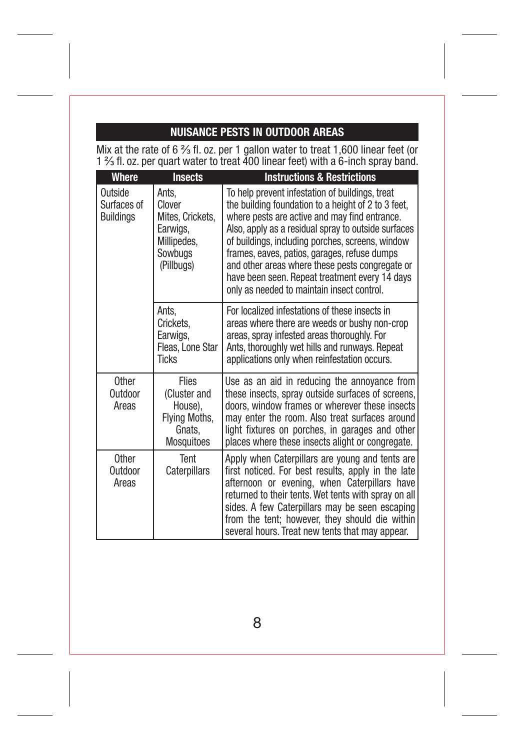## NUISANCE PESTS IN OUTDOOR AREAS

Mix at the rate of 6 ⅔ fl. oz. per 1 gallon water to treat 1,600 linear feet (or 1 ⅔ fl. oz. per quart water to treat 400 linear feet) with a 6-inch spray band.

| Where | Insects | Instructions & Restrictions |
|---|---|---|
| Outside Surfaces of Buildings | Ants, Clover Mites, Crickets, Earwigs, Millipedes, Sowbugs (Pillbugs) | To help prevent infestation of buildings, treat the building foundation to a height of 2 to 3 feet, where pests are active and may find entrance. Also, apply as a residual spray to outside surfaces of buildings, including porches, screens, window frames, eaves, patios, garages, refuse dumps and other areas where these pests congregate or have been seen. Repeat treatment every 14 days only as needed to maintain insect control. |
| | Ants, Crickets, Earwigs, Fleas, Lone Star Ticks | For localized infestations of these insects in areas where there are weeds or bushy non-crop areas, spray infested areas thoroughly. For Ants, thoroughly wet hills and runways. Repeat applications only when reinfestation occurs. |
| Other Outdoor Areas | Flies (Cluster and House), Flying Moths, Gnats, Mosquitoes | Use as an aid in reducing the annoyance from these insects, spray outside surfaces of screens, doors, window frames or wherever these insects may enter the room. Also treat surfaces around light fixtures on porches, in garages and other places where these insects alight or congregate. |
| Other Outdoor Areas | Tent Caterpillars | Apply when Caterpillars are young and tents are first noticed. For best results, apply in the late afternoon or evening, when Caterpillars have returned to their tents. Wet tents with spray on all sides. A few Caterpillars may be seen escaping from the tent; however, they should die within several hours. Treat new tents that may appear. |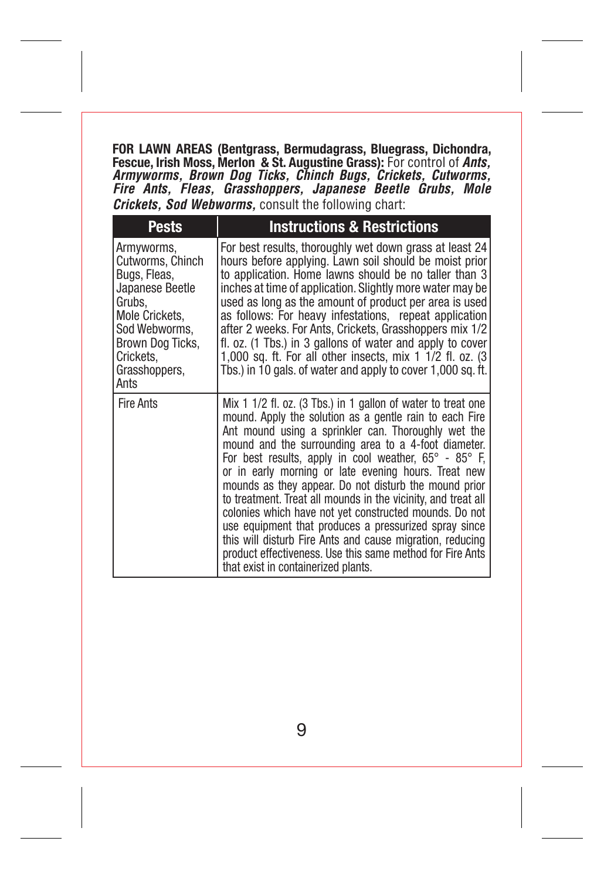**FOR LAWN AREAS (Bentgrass, Bermudagrass, Bluegrass, Dichondra, Fescue, Irish Moss, Merlon & St. Augustine Grass):** For control of ***Ants, Armyworms, Brown Dog Ticks, Chinch Bugs, Crickets, Cutworms, Fire Ants, Fleas, Grasshoppers, Japanese Beetle Grubs, Mole Crickets, Sod Webworms,*** consult the following chart:

| Pests | Instructions & Restrictions |
| --- | --- |
| Armyworms, Cutworms, Chinch Bugs, Fleas, Japanese Beetle Grubs, Mole Crickets, Sod Webworms, Brown Dog Ticks, Crickets, Grasshoppers, Ants | For best results, thoroughly wet down grass at least 24 hours before applying. Lawn soil should be moist prior to application. Home lawns should be no taller than 3 inches at time of application. Slightly more water may be used as long as the amount of product per area is used as follows: For heavy infestations, repeat application after 2 weeks. For Ants, Crickets, Grasshoppers mix 1/2 fl. oz. (1 Tbs.) in 3 gallons of water and apply to cover 1,000 sq. ft. For all other insects, mix 1 1/2 fl. oz. (3 Tbs.) in 10 gals. of water and apply to cover 1,000 sq. ft. |
| Fire Ants | Mix 1 1/2 fl. oz. (3 Tbs.) in 1 gallon of water to treat one mound. Apply the solution as a gentle rain to each Fire Ant mound using a sprinkler can. Thoroughly wet the mound and the surrounding area to a 4-foot diameter. For best results, apply in cool weather, 65° - 85° F, or in early morning or late evening hours. Treat new mounds as they appear. Do not disturb the mound prior to treatment. Treat all mounds in the vicinity, and treat all colonies which have not yet constructed mounds. Do not use equipment that produces a pressurized spray since this will disturb Fire Ants and cause migration, reducing product effectiveness. Use this same method for Fire Ants that exist in containerized plants. |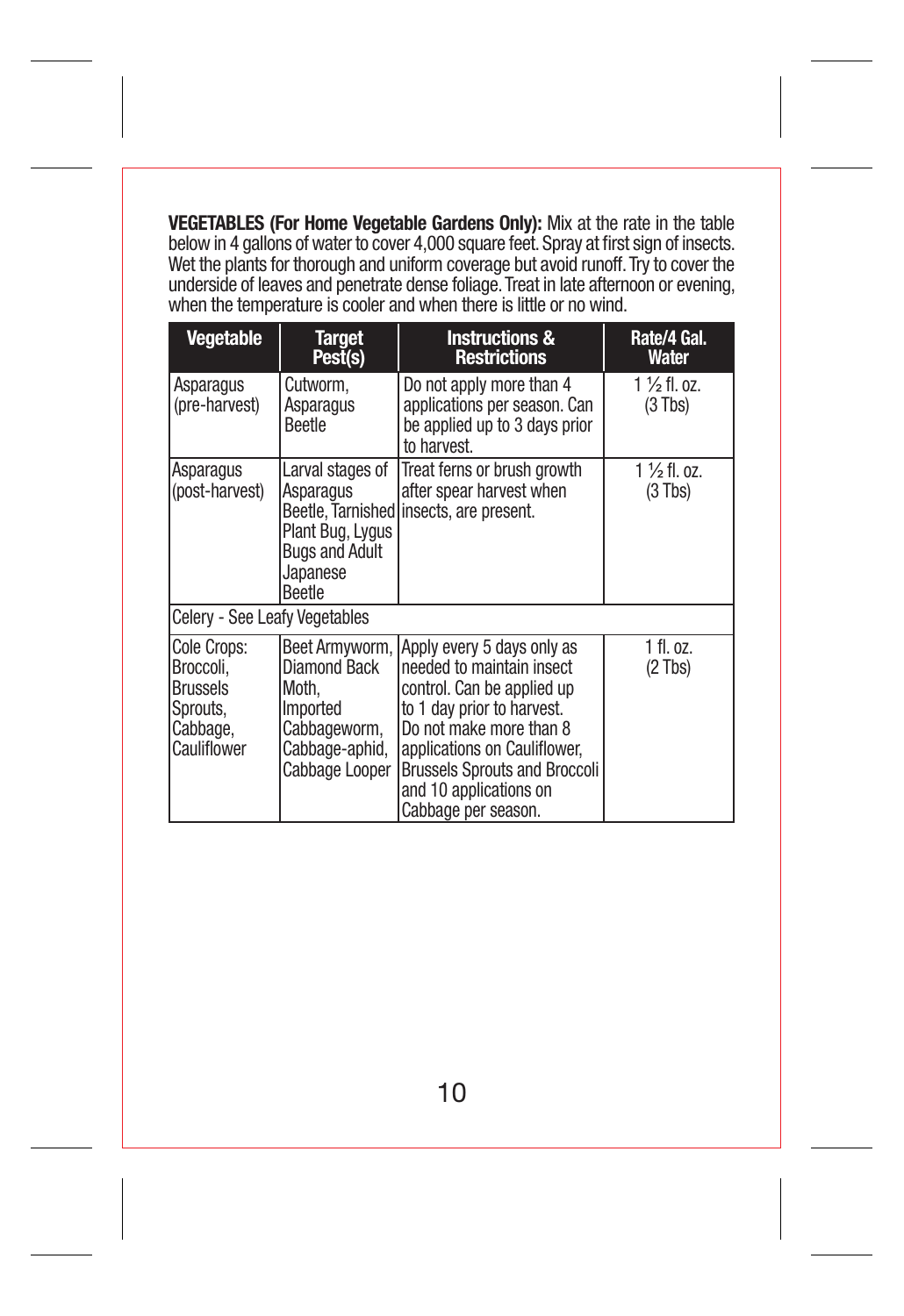**VEGETABLES (For Home Vegetable Gardens Only):** Mix at the rate in the table below in 4 gallons of water to cover 4,000 square feet. Spray at first sign of insects. Wet the plants for thorough and uniform coverage but avoid runoff. Try to cover the underside of leaves and penetrate dense foliage. Treat in late afternoon or evening, when the temperature is cooler and when there is little or no wind.

| Vegetable | Target Pest(s) | Instructions & Restrictions | Rate/4 Gal. Water |
|---|---|---|---|
| Asparagus (pre-harvest) | Cutworm, Asparagus Beetle | Do not apply more than 4 applications per season. Can be applied up to 3 days prior to harvest. | 1 ½ fl. oz. (3 Tbs) |
| Asparagus (post-harvest) | Larval stages of Asparagus Beetle, Tarnished Plant Bug, Lygus Bugs and Adult Japanese Beetle | Treat ferns or brush growth after spear harvest when insects, are present. | 1 ½ fl. oz. (3 Tbs) |
| Celery - See Leafy Vegetables | | | |
| Cole Crops: Broccoli, Brussels Sprouts, Cabbage, Cauliflower | Beet Armyworm, Diamond Back Moth, Imported Cabbageworm, Cabbage-aphid, Cabbage Looper | Apply every 5 days only as needed to maintain insect control. Can be applied up to 1 day prior to harvest. Do not make more than 8 applications on Cauliflower, Brussels Sprouts and Broccoli and 10 applications on Cabbage per season. | 1 fl. oz. (2 Tbs) |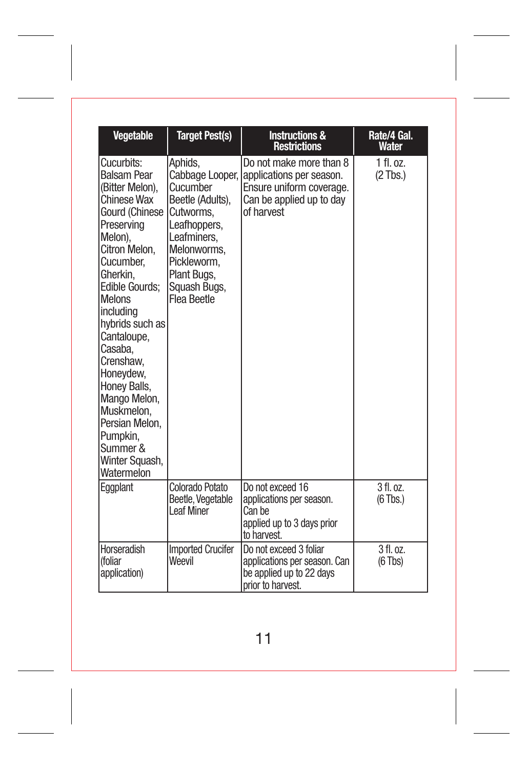| Vegetable | Target Pest(s) | Instructions & Restrictions | Rate/4 Gal. Water |
|---|---|---|---|
| Cucurbits: Balsam Pear (Bitter Melon), Chinese Wax Gourd (Chinese Preserving Melon), Citron Melon, Cucumber, Gherkin, Edible Gourds; Melons including hybrids such as Cantaloupe, Casaba, Crenshaw, Honeydew, Honey Balls, Mango Melon, Muskmelon, Persian Melon, Pumpkin, Summer & Winter Squash, Watermelon | Aphids, Cabbage Looper, Cucumber Beetle (Adults), Cutworms, Leafhoppers, Leafminers, Melonworms, Pickleworm, Plant Bugs, Squash Bugs, Flea Beetle | Do not make more than 8 applications per season. Ensure uniform coverage. Can be applied up to day of harvest | 1 fl. oz. (2 Tbs.) |
| Eggplant | Colorado Potato Beetle, Vegetable Leaf Miner | Do not exceed 16 applications per season. Can be applied up to 3 days prior to harvest. | 3 fl. oz. (6 Tbs.) |
| Horseradish (foliar application) | Imported Crucifer Weevil | Do not exceed 3 foliar applications per season. Can be applied up to 22 days prior to harvest. | 3 fl. oz. (6 Tbs) |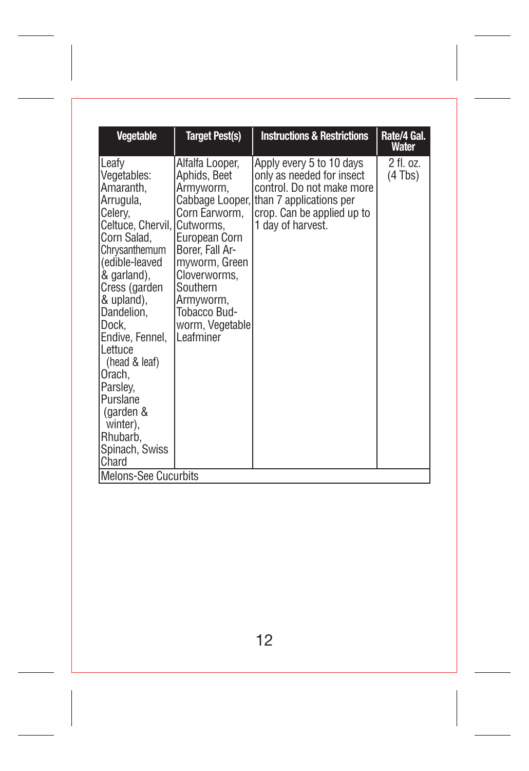| Vegetable | Target Pest(s) | Instructions & Restrictions | Rate/4 Gal. Water |
|---|---|---|---|
| Leafy Vegetables: Amaranth, Arrugula, Celery, Celtuce, Chervil, Corn Salad, Chrysanthemum (edible-leaved & garland), Cress (garden & upland), Dandelion, Dock, Endive, Fennel, Lettuce (head & leaf) Orach, Parsley, Purslane (garden & winter), Rhubarb, Spinach, Swiss Chard | Alfalfa Looper, Aphids, Beet Armyworm, Cabbage Looper, Corn Earworm, Cutworms, European Corn Borer, Fall Armyworm, Green Cloverworms, Southern Armyworm, Tobacco Budworm, Vegetable Leafminer | Apply every 5 to 10 days only as needed for insect control. Do not make more than 7 applications per crop. Can be applied up to 1 day of harvest. | 2 fl. oz. (4 Tbs) |
| Melons-See Cucurbits | | | |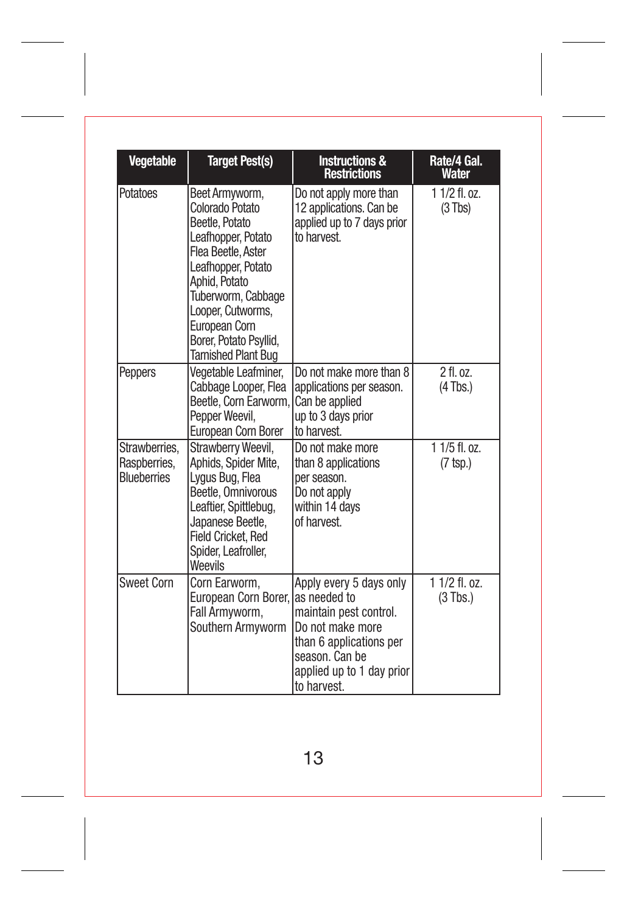| Vegetable | Target Pest(s) | Instructions & Restrictions | Rate/4 Gal. Water |
|---|---|---|---|
| Potatoes | Beet Armyworm, Colorado Potato Beetle, Potato Leafhopper, Potato Flea Beetle, Aster Leafhopper, Potato Aphid, Potato Tuberworm, Cabbage Looper, Cutworms, European Corn Borer, Potato Psyllid, Tarnished Plant Bug | Do not apply more than 12 applications. Can be applied up to 7 days prior to harvest. | 1 1/2 fl. oz. (3 Tbs) |
| Peppers | Vegetable Leafminer, Cabbage Looper, Flea Beetle, Corn Earworm, Pepper Weevil, European Corn Borer | Do not make more than 8 applications per season. Can be applied up to 3 days prior to harvest. | 2 fl. oz. (4 Tbs.) |
| Strawberries, Raspberries, Blueberries | Strawberry Weevil, Aphids, Spider Mite, Lygus Bug, Flea Beetle, Omnivorous Leaftier, Spittlebug, Japanese Beetle, Field Cricket, Red Spider, Leafroller, Weevils | Do not make more than 8 applications per season. Do not apply within 14 days of harvest. | 1 1/5 fl. oz. (7 tsp.) |
| Sweet Corn | Corn Earworm, European Corn Borer, Fall Armyworm, Southern Armyworm | Apply every 5 days only as needed to maintain pest control. Do not make more than 6 applications per season. Can be applied up to 1 day prior to harvest. | 1 1/2 fl. oz. (3 Tbs.) |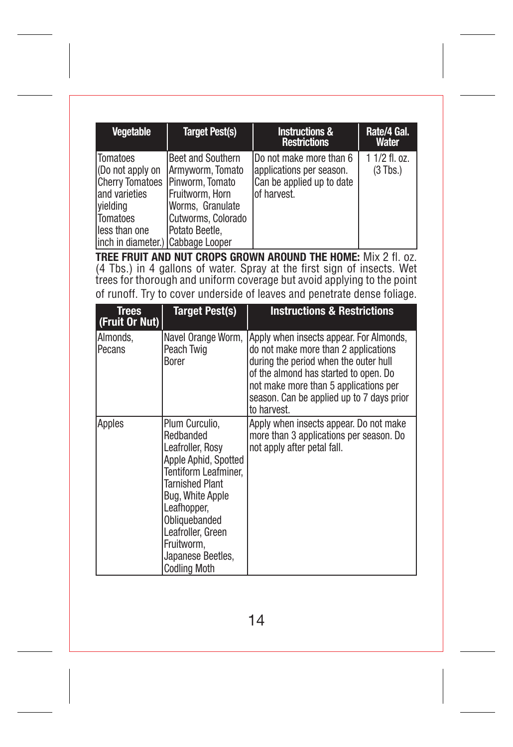| Vegetable | Target Pest(s) | Instructions & Restrictions | Rate/4 Gal. Water |
|---|---|---|---|
| Tomatoes (Do not apply on Cherry Tomatoes and varieties yielding Tomatoes less than one inch in diameter.) | Beet and Southern Armyworm, Tomato Pinworm, Tomato Fruitworm, Horn Worms, Granulate Cutworms, Colorado Potato Beetle, Cabbage Looper | Do not make more than 6 applications per season. Can be applied up to date of harvest. | 1 1/2 fl. oz. (3 Tbs.) |

**TREE FRUIT AND NUT CROPS GROWN AROUND THE HOME:** Mix 2 fl. oz. (4 Tbs.) in 4 gallons of water. Spray at the first sign of insects. Wet trees for thorough and uniform coverage but avoid applying to the point of runoff. Try to cover underside of leaves and penetrate dense foliage.

| Trees (Fruit Or Nut) | Target Pest(s) | Instructions & Restrictions |
|---|---|---|
| Almonds, Pecans | Navel Orange Worm, Peach Twig Borer | Apply when insects appear. For Almonds, do not make more than 2 applications during the period when the outer hull of the almond has started to open. Do not make more than 5 applications per season. Can be applied up to 7 days prior to harvest. |
| Apples | Plum Curculio, Redbanded Leafroller, Rosy Apple Aphid, Spotted Tentiform Leafminer, Tarnished Plant Bug, White Apple Leafhopper, Obliquebanded Leafroller, Green Fruitworm, Japanese Beetles, Codling Moth | Apply when insects appear. Do not make more than 3 applications per season. Do not apply after petal fall. |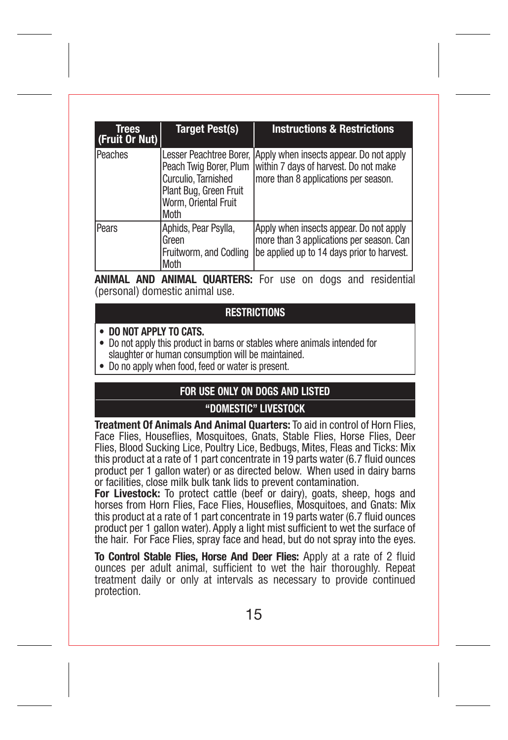| Trees (Fruit Or Nut) | Target Pest(s) | Instructions & Restrictions |
|---|---|---|
| Peaches | Lesser Peachtree Borer, Peach Twig Borer, Plum Curculio, Tarnished Plant Bug, Green Fruit Worm, Oriental Fruit Moth | Apply when insects appear. Do not apply within 7 days of harvest. Do not make more than 8 applications per season. |
| Pears | Aphids, Pear Psylla, Green Fruitworm, and Codling Moth | Apply when insects appear. Do not apply more than 3 applications per season. Can be applied up to 14 days prior to harvest. |

**ANIMAL AND ANIMAL QUARTERS:** For use on dogs and residential (personal) domestic animal use.

### RESTRICTIONS

- **DO NOT APPLY TO CATS.**
- Do not apply this product in barns or stables where animals intended for slaughter or human consumption will be maintained.
- Do no apply when food, feed or water is present.

### FOR USE ONLY ON DOGS AND LISTED "DOMESTIC" LIVESTOCK

**Treatment Of Animals And Animal Quarters:** To aid in control of Horn Flies, Face Flies, Houseflies, Mosquitoes, Gnats, Stable Flies, Horse Flies, Deer Flies, Blood Sucking Lice, Poultry Lice, Bedbugs, Mites, Fleas and Ticks: Mix this product at a rate of 1 part concentrate in 19 parts water (6.7 fluid ounces product per 1 gallon water) or as directed below. When used in dairy barns or facilities, close milk bulk tank lids to prevent contamination.

**For Livestock:** To protect cattle (beef or dairy), goats, sheep, hogs and horses from Horn Flies, Face Flies, Houseflies, Mosquitoes, and Gnats: Mix this product at a rate of 1 part concentrate in 19 parts water (6.7 fluid ounces product per 1 gallon water). Apply a light mist sufficient to wet the surface of the hair. For Face Flies, spray face and head, but do not spray into the eyes.

**To Control Stable Flies, Horse And Deer Flies:** Apply at a rate of 2 fluid ounces per adult animal, sufficient to wet the hair thoroughly. Repeat treatment daily or only at intervals as necessary to provide continued protection.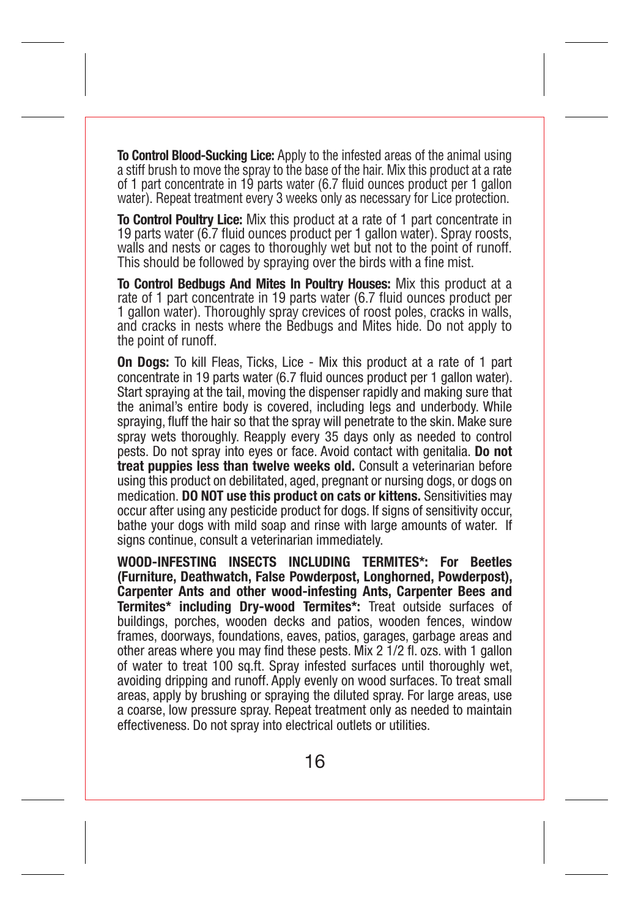**To Control Blood-Sucking Lice:** Apply to the infested areas of the animal using a stiff brush to move the spray to the base of the hair. Mix this product at a rate of 1 part concentrate in 19 parts water (6.7 fluid ounces product per 1 gallon water). Repeat treatment every 3 weeks only as necessary for Lice protection.

**To Control Poultry Lice:** Mix this product at a rate of 1 part concentrate in 19 parts water (6.7 fluid ounces product per 1 gallon water). Spray roosts, walls and nests or cages to thoroughly wet but not to the point of runoff. This should be followed by spraying over the birds with a fine mist.

**To Control Bedbugs And Mites In Poultry Houses:** Mix this product at a rate of 1 part concentrate in 19 parts water (6.7 fluid ounces product per 1 gallon water). Thoroughly spray crevices of roost poles, cracks in walls, and cracks in nests where the Bedbugs and Mites hide. Do not apply to the point of runoff.

**On Dogs:** To kill Fleas, Ticks, Lice - Mix this product at a rate of 1 part concentrate in 19 parts water (6.7 fluid ounces product per 1 gallon water). Start spraying at the tail, moving the dispenser rapidly and making sure that the animal's entire body is covered, including legs and underbody. While spraying, fluff the hair so that the spray will penetrate to the skin. Make sure spray wets thoroughly. Reapply every 35 days only as needed to control pests. Do not spray into eyes or face. Avoid contact with genitalia. **Do not treat puppies less than twelve weeks old.** Consult a veterinarian before using this product on debilitated, aged, pregnant or nursing dogs, or dogs on medication. **DO NOT use this product on cats or kittens.** Sensitivities may occur after using any pesticide product for dogs. If signs of sensitivity occur, bathe your dogs with mild soap and rinse with large amounts of water. If signs continue, consult a veterinarian immediately.

**WOOD-INFESTING INSECTS INCLUDING TERMITES*: For Beetles (Furniture, Deathwatch, False Powderpost, Longhorned, Powderpost), Carpenter Ants and other wood-infesting Ants, Carpenter Bees and Termites* including Dry-wood Termites*:** Treat outside surfaces of buildings, porches, wooden decks and patios, wooden fences, window frames, doorways, foundations, eaves, patios, garages, garbage areas and other areas where you may find these pests. Mix 2 1/2 fl. ozs. with 1 gallon of water to treat 100 sq.ft. Spray infested surfaces until thoroughly wet, avoiding dripping and runoff. Apply evenly on wood surfaces. To treat small areas, apply by brushing or spraying the diluted spray. For large areas, use a coarse, low pressure spray. Repeat treatment only as needed to maintain effectiveness. Do not spray into electrical outlets or utilities.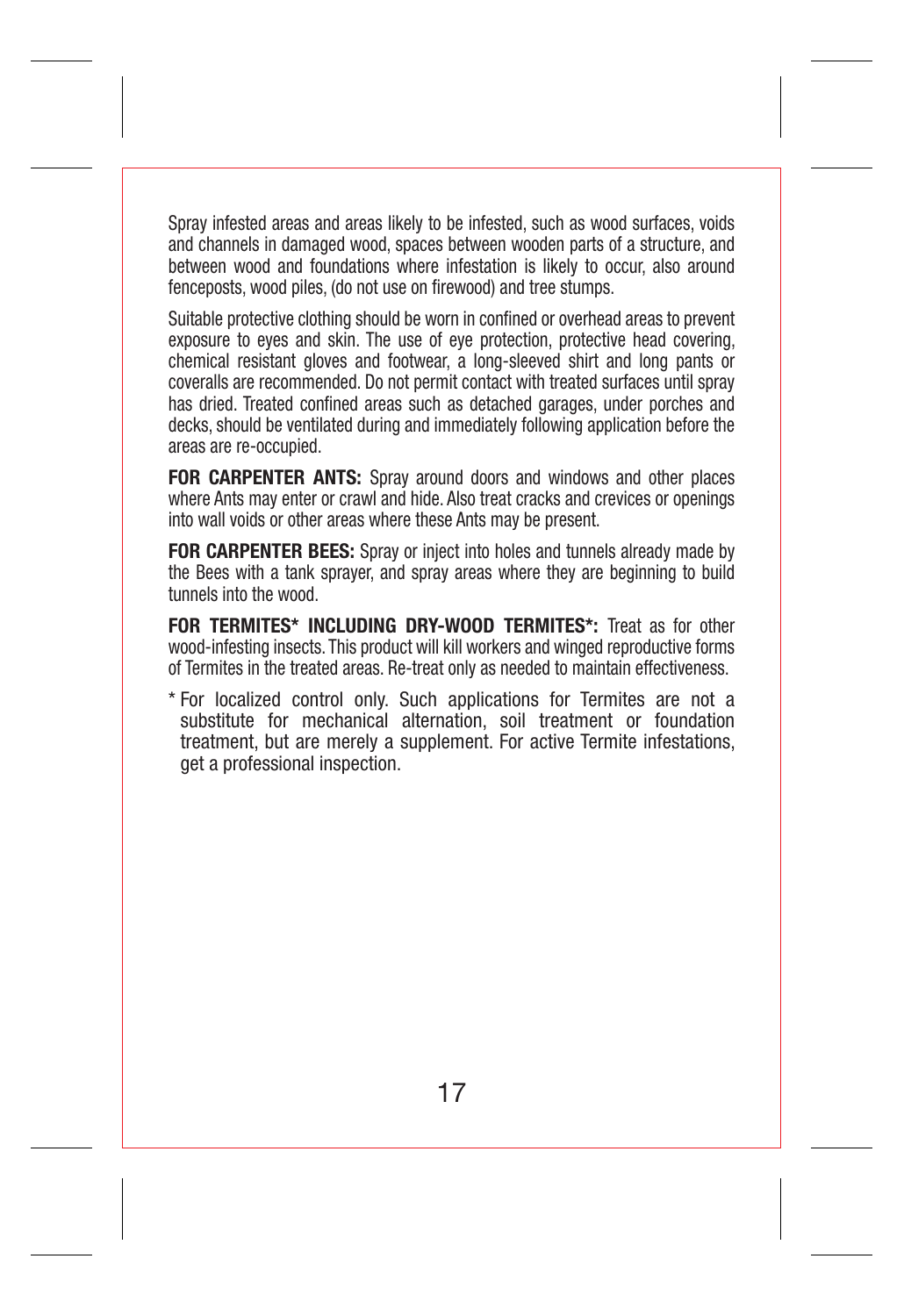Spray infested areas and areas likely to be infested, such as wood surfaces, voids and channels in damaged wood, spaces between wooden parts of a structure, and between wood and foundations where infestation is likely to occur, also around fenceposts, wood piles, (do not use on firewood) and tree stumps.

Suitable protective clothing should be worn in confined or overhead areas to prevent exposure to eyes and skin. The use of eye protection, protective head covering, chemical resistant gloves and footwear, a long-sleeved shirt and long pants or coveralls are recommended. Do not permit contact with treated surfaces until spray has dried. Treated confined areas such as detached garages, under porches and decks, should be ventilated during and immediately following application before the areas are re-occupied.

**FOR CARPENTER ANTS:** Spray around doors and windows and other places where Ants may enter or crawl and hide. Also treat cracks and crevices or openings into wall voids or other areas where these Ants may be present.

**FOR CARPENTER BEES:** Spray or inject into holes and tunnels already made by the Bees with a tank sprayer, and spray areas where they are beginning to build tunnels into the wood.

**FOR TERMITES* INCLUDING DRY-WOOD TERMITES*:** Treat as for other wood-infesting insects. This product will kill workers and winged reproductive forms of Termites in the treated areas. Re-treat only as needed to maintain effectiveness.

\* For localized control only. Such applications for Termites are not a substitute for mechanical alternation, soil treatment or foundation treatment, but are merely a supplement. For active Termite infestations, get a professional inspection.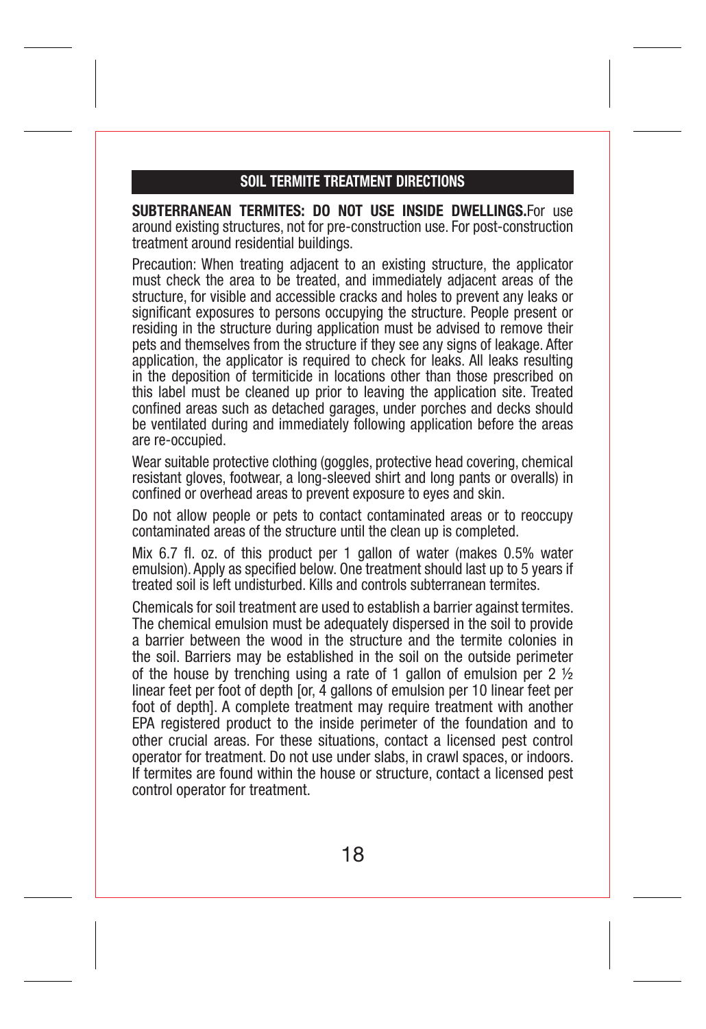## SOIL TERMITE TREATMENT DIRECTIONS

**SUBTERRANEAN TERMITES: DO NOT USE INSIDE DWELLINGS.**For use around existing structures, not for pre-construction use. For post-construction treatment around residential buildings.

Precaution: When treating adjacent to an existing structure, the applicator must check the area to be treated, and immediately adjacent areas of the structure, for visible and accessible cracks and holes to prevent any leaks or significant exposures to persons occupying the structure. People present or residing in the structure during application must be advised to remove their pets and themselves from the structure if they see any signs of leakage. After application, the applicator is required to check for leaks. All leaks resulting in the deposition of termiticide in locations other than those prescribed on this label must be cleaned up prior to leaving the application site. Treated confined areas such as detached garages, under porches and decks should be ventilated during and immediately following application before the areas are re-occupied.

Wear suitable protective clothing (goggles, protective head covering, chemical resistant gloves, footwear, a long-sleeved shirt and long pants or overalls) in confined or overhead areas to prevent exposure to eyes and skin.

Do not allow people or pets to contact contaminated areas or to reoccupy contaminated areas of the structure until the clean up is completed.

Mix 6.7 fl. oz. of this product per 1 gallon of water (makes 0.5% water emulsion). Apply as specified below. One treatment should last up to 5 years if treated soil is left undisturbed. Kills and controls subterranean termites.

Chemicals for soil treatment are used to establish a barrier against termites. The chemical emulsion must be adequately dispersed in the soil to provide a barrier between the wood in the structure and the termite colonies in the soil. Barriers may be established in the soil on the outside perimeter of the house by trenching using a rate of 1 gallon of emulsion per 2 ½ linear feet per foot of depth [or, 4 gallons of emulsion per 10 linear feet per foot of depth]. A complete treatment may require treatment with another EPA registered product to the inside perimeter of the foundation and to other crucial areas. For these situations, contact a licensed pest control operator for treatment. Do not use under slabs, in crawl spaces, or indoors. If termites are found within the house or structure, contact a licensed pest control operator for treatment.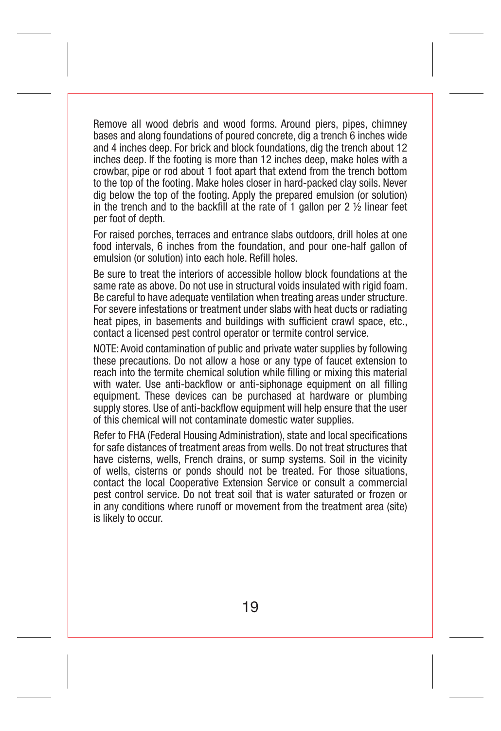Remove all wood debris and wood forms. Around piers, pipes, chimney bases and along foundations of poured concrete, dig a trench 6 inches wide and 4 inches deep. For brick and block foundations, dig the trench about 12 inches deep. If the footing is more than 12 inches deep, make holes with a crowbar, pipe or rod about 1 foot apart that extend from the trench bottom to the top of the footing. Make holes closer in hard-packed clay soils. Never dig below the top of the footing. Apply the prepared emulsion (or solution) in the trench and to the backfill at the rate of 1 gallon per 2 ½ linear feet per foot of depth.

For raised porches, terraces and entrance slabs outdoors, drill holes at one food intervals, 6 inches from the foundation, and pour one-half gallon of emulsion (or solution) into each hole. Refill holes.

Be sure to treat the interiors of accessible hollow block foundations at the same rate as above. Do not use in structural voids insulated with rigid foam. Be careful to have adequate ventilation when treating areas under structure. For severe infestations or treatment under slabs with heat ducts or radiating heat pipes, in basements and buildings with sufficient crawl space, etc., contact a licensed pest control operator or termite control service.

NOTE: Avoid contamination of public and private water supplies by following these precautions. Do not allow a hose or any type of faucet extension to reach into the termite chemical solution while filling or mixing this material with water. Use anti-backflow or anti-siphonage equipment on all filling equipment. These devices can be purchased at hardware or plumbing supply stores. Use of anti-backflow equipment will help ensure that the user of this chemical will not contaminate domestic water supplies.

Refer to FHA (Federal Housing Administration), state and local specifications for safe distances of treatment areas from wells. Do not treat structures that have cisterns, wells, French drains, or sump systems. Soil in the vicinity of wells, cisterns or ponds should not be treated. For those situations, contact the local Cooperative Extension Service or consult a commercial pest control service. Do not treat soil that is water saturated or frozen or in any conditions where runoff or movement from the treatment area (site) is likely to occur.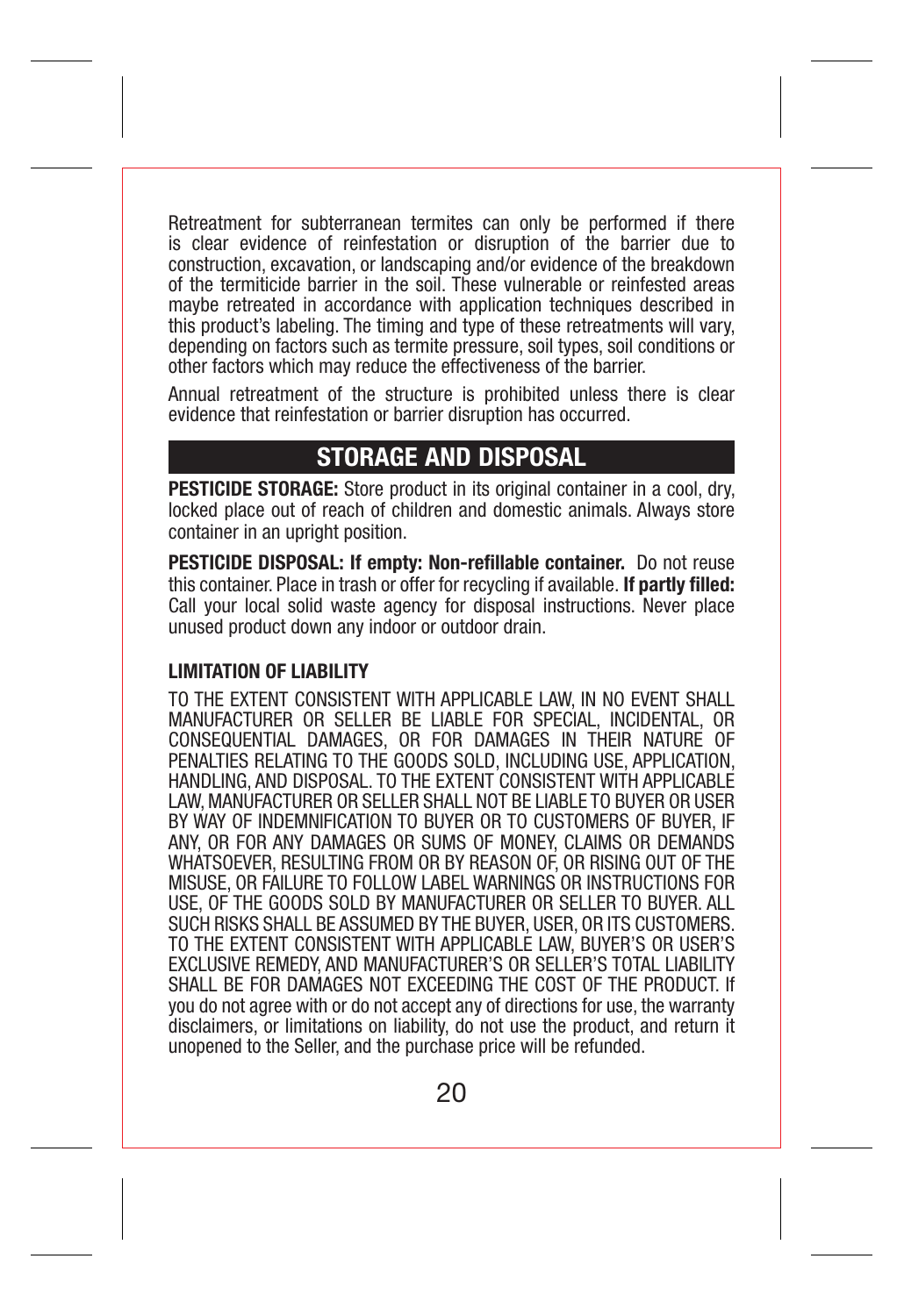Retreatment for subterranean termites can only be performed if there is clear evidence of reinfestation or disruption of the barrier due to construction, excavation, or landscaping and/or evidence of the breakdown of the termiticide barrier in the soil. These vulnerable or reinfested areas maybe retreated in accordance with application techniques described in this product's labeling. The timing and type of these retreatments will vary, depending on factors such as termite pressure, soil types, soil conditions or other factors which may reduce the effectiveness of the barrier.

Annual retreatment of the structure is prohibited unless there is clear evidence that reinfestation or barrier disruption has occurred.

## STORAGE AND DISPOSAL

**PESTICIDE STORAGE:** Store product in its original container in a cool, dry, locked place out of reach of children and domestic animals. Always store container in an upright position.

**PESTICIDE DISPOSAL: If empty: Non-refillable container.** Do not reuse this container. Place in trash or offer for recycling if available. **If partly filled:** Call your local solid waste agency for disposal instructions. Never place unused product down any indoor or outdoor drain.

### LIMITATION OF LIABILITY

TO THE EXTENT CONSISTENT WITH APPLICABLE LAW, IN NO EVENT SHALL MANUFACTURER OR SELLER BE LIABLE FOR SPECIAL, INCIDENTAL, OR CONSEQUENTIAL DAMAGES, OR FOR DAMAGES IN THEIR NATURE OF PENALTIES RELATING TO THE GOODS SOLD, INCLUDING USE, APPLICATION, HANDLING, AND DISPOSAL. TO THE EXTENT CONSISTENT WITH APPLICABLE LAW, MANUFACTURER OR SELLER SHALL NOT BE LIABLE TO BUYER OR USER BY WAY OF INDEMNIFICATION TO BUYER OR TO CUSTOMERS OF BUYER, IF ANY, OR FOR ANY DAMAGES OR SUMS OF MONEY, CLAIMS OR DEMANDS WHATSOEVER, RESULTING FROM OR BY REASON OF, OR RISING OUT OF THE MISUSE, OR FAILURE TO FOLLOW LABEL WARNINGS OR INSTRUCTIONS FOR USE, OF THE GOODS SOLD BY MANUFACTURER OR SELLER TO BUYER. ALL SUCH RISKS SHALL BE ASSUMED BY THE BUYER, USER, OR ITS CUSTOMERS. TO THE EXTENT CONSISTENT WITH APPLICABLE LAW, BUYER'S OR USER'S EXCLUSIVE REMEDY, AND MANUFACTURER'S OR SELLER'S TOTAL LIABILITY SHALL BE FOR DAMAGES NOT EXCEEDING THE COST OF THE PRODUCT. If you do not agree with or do not accept any of directions for use, the warranty disclaimers, or limitations on liability, do not use the product, and return it unopened to the Seller, and the purchase price will be refunded.